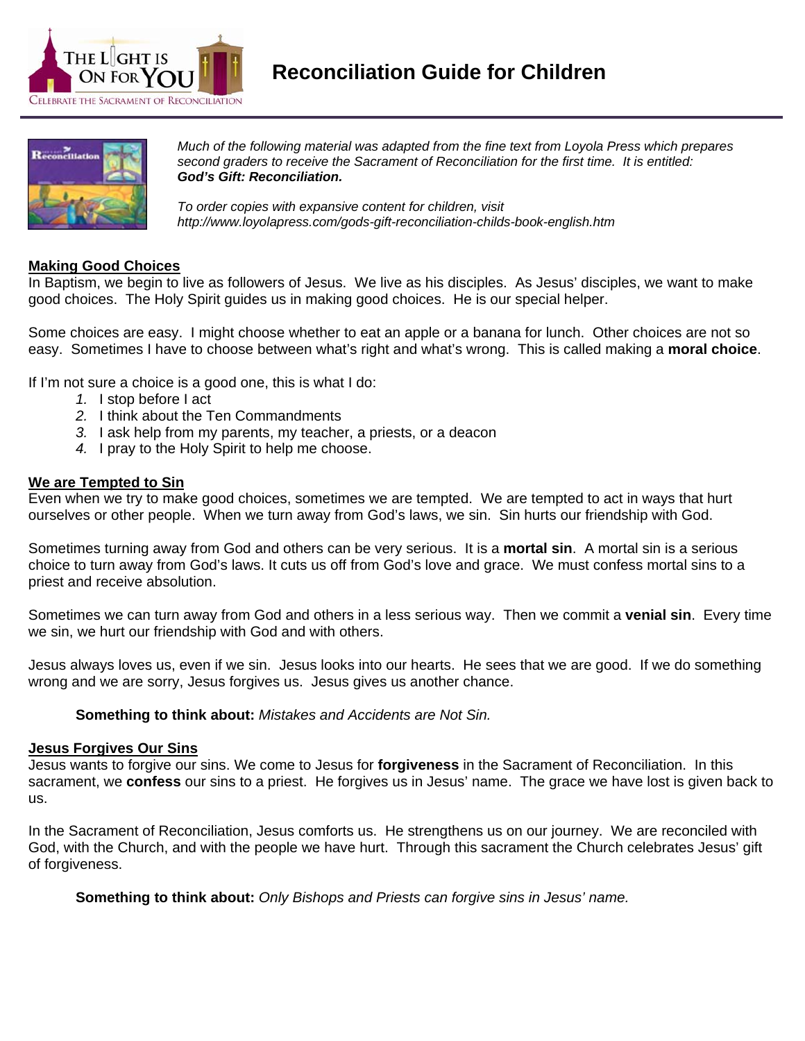# Reconciliation Guide for Children

*Much of the following material was adapted from the fine text from Loyola Press which prepares second graders to receive the Sacrament of Reconciliation for the first time. It is entitled:* ***God's Gift: Reconciliation.***

*To order copies with expansive content for children, visit http://www.loyolapress.com/gods-gift-reconciliation-childs-book-english.htm*

## Making Good Choices

In Baptism, we begin to live as followers of Jesus. We live as his disciples. As Jesus' disciples, we want to make good choices. The Holy Spirit guides us in making good choices. He is our special helper.

Some choices are easy. I might choose whether to eat an apple or a banana for lunch. Other choices are not so easy. Sometimes I have to choose between what's right and what's wrong. This is called making a **moral choice**.

If I'm not sure a choice is a good one, this is what I do:

1. I stop before I act
2. I think about the Ten Commandments
3. I ask help from my parents, my teacher, a priests, or a deacon
4. I pray to the Holy Spirit to help me choose.

## We are Tempted to Sin

Even when we try to make good choices, sometimes we are tempted. We are tempted to act in ways that hurt ourselves or other people. When we turn away from God's laws, we sin. Sin hurts our friendship with God.

Sometimes turning away from God and others can be very serious. It is a **mortal sin**. A mortal sin is a serious choice to turn away from God's laws. It cuts us off from God's love and grace. We must confess mortal sins to a priest and receive absolution.

Sometimes we can turn away from God and others in a less serious way. Then we commit a **venial sin**. Every time we sin, we hurt our friendship with God and with others.

Jesus always loves us, even if we sin. Jesus looks into our hearts. He sees that we are good. If we do something wrong and we are sorry, Jesus forgives us. Jesus gives us another chance.

**Something to think about:** *Mistakes and Accidents are Not Sin.*

## Jesus Forgives Our Sins

Jesus wants to forgive our sins. We come to Jesus for **forgiveness** in the Sacrament of Reconciliation. In this sacrament, we **confess** our sins to a priest. He forgives us in Jesus' name. The grace we have lost is given back to us.

In the Sacrament of Reconciliation, Jesus comforts us. He strengthens us on our journey. We are reconciled with God, with the Church, and with the people we have hurt. Through this sacrament the Church celebrates Jesus' gift of forgiveness.

**Something to think about:** *Only Bishops and Priests can forgive sins in Jesus' name.*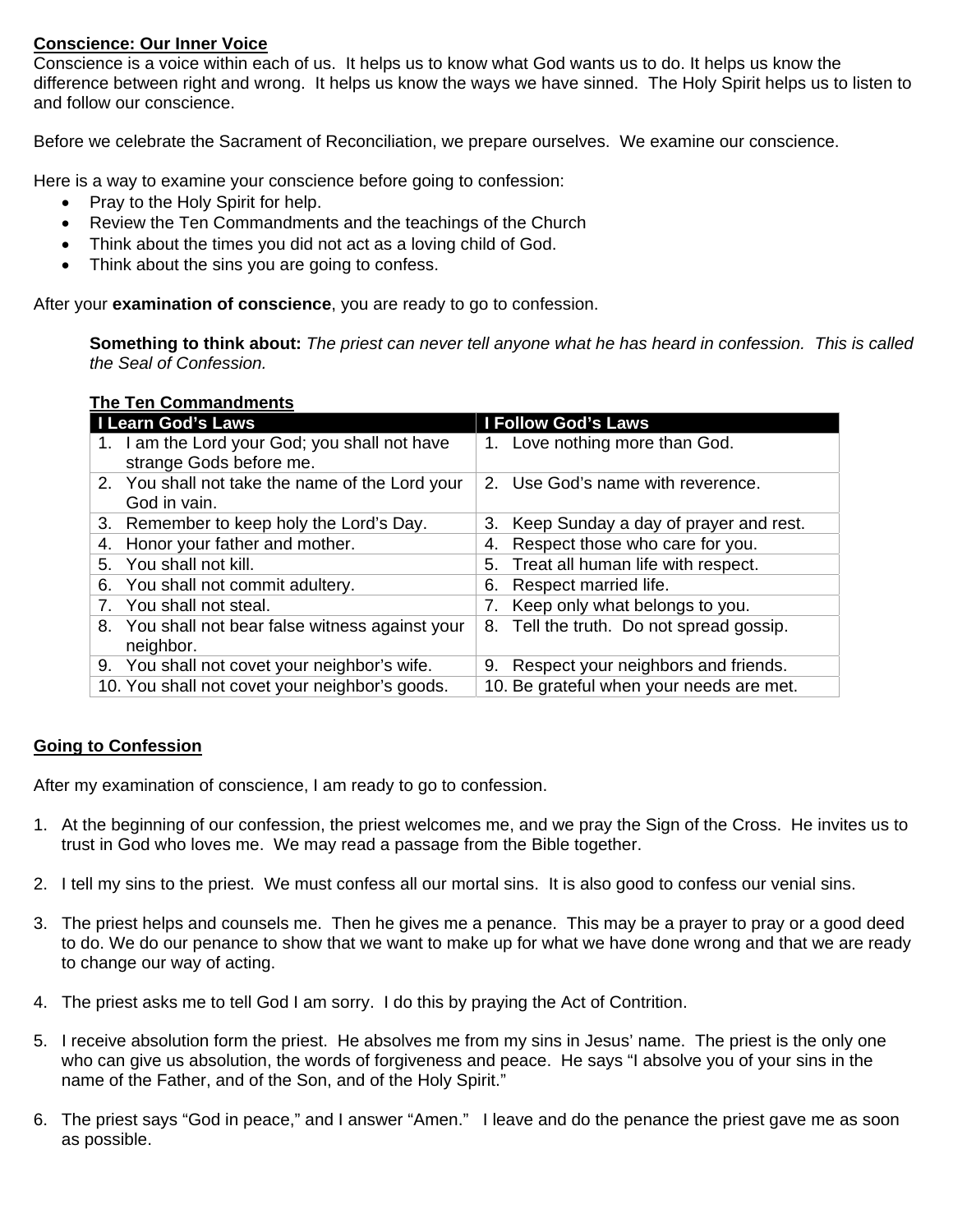**Conscience: Our Inner Voice**

Conscience is a voice within each of us. It helps us to know what God wants us to do. It helps us know the difference between right and wrong. It helps us know the ways we have sinned. The Holy Spirit helps us to listen to and follow our conscience.

Before we celebrate the Sacrament of Reconciliation, we prepare ourselves. We examine our conscience.

Here is a way to examine your conscience before going to confession:

- Pray to the Holy Spirit for help.
- Review the Ten Commandments and the teachings of the Church
- Think about the times you did not act as a loving child of God.
- Think about the sins you are going to confess.

After your **examination of conscience**, you are ready to go to confession.

> **Something to think about:** *The priest can never tell anyone what he has heard in confession. This is called the Seal of Confession.*

**The Ten Commandments**

| I Learn God's Laws | I Follow God's Laws |
|---|---|
| 1. I am the Lord your God; you shall not have strange Gods before me. | 1. Love nothing more than God. |
| 2. You shall not take the name of the Lord your God in vain. | 2. Use God's name with reverence. |
| 3. Remember to keep holy the Lord's Day. | 3. Keep Sunday a day of prayer and rest. |
| 4. Honor your father and mother. | 4. Respect those who care for you. |
| 5. You shall not kill. | 5. Treat all human life with respect. |
| 6. You shall not commit adultery. | 6. Respect married life. |
| 7. You shall not steal. | 7. Keep only what belongs to you. |
| 8. You shall not bear false witness against your neighbor. | 8. Tell the truth. Do not spread gossip. |
| 9. You shall not covet your neighbor's wife. | 9. Respect your neighbors and friends. |
| 10. You shall not covet your neighbor's goods. | 10. Be grateful when your needs are met. |

**Going to Confession**

After my examination of conscience, I am ready to go to confession.

1. At the beginning of our confession, the priest welcomes me, and we pray the Sign of the Cross. He invites us to trust in God who loves me. We may read a passage from the Bible together.

2. I tell my sins to the priest. We must confess all our mortal sins. It is also good to confess our venial sins.

3. The priest helps and counsels me. Then he gives me a penance. This may be a prayer to pray or a good deed to do. We do our penance to show that we want to make up for what we have done wrong and that we are ready to change our way of acting.

4. The priest asks me to tell God I am sorry. I do this by praying the Act of Contrition.

5. I receive absolution form the priest. He absolves me from my sins in Jesus' name. The priest is the only one who can give us absolution, the words of forgiveness and peace. He says "I absolve you of your sins in the name of the Father, and of the Son, and of the Holy Spirit."

6. The priest says "God in peace," and I answer "Amen." I leave and do the penance the priest gave me as soon as possible.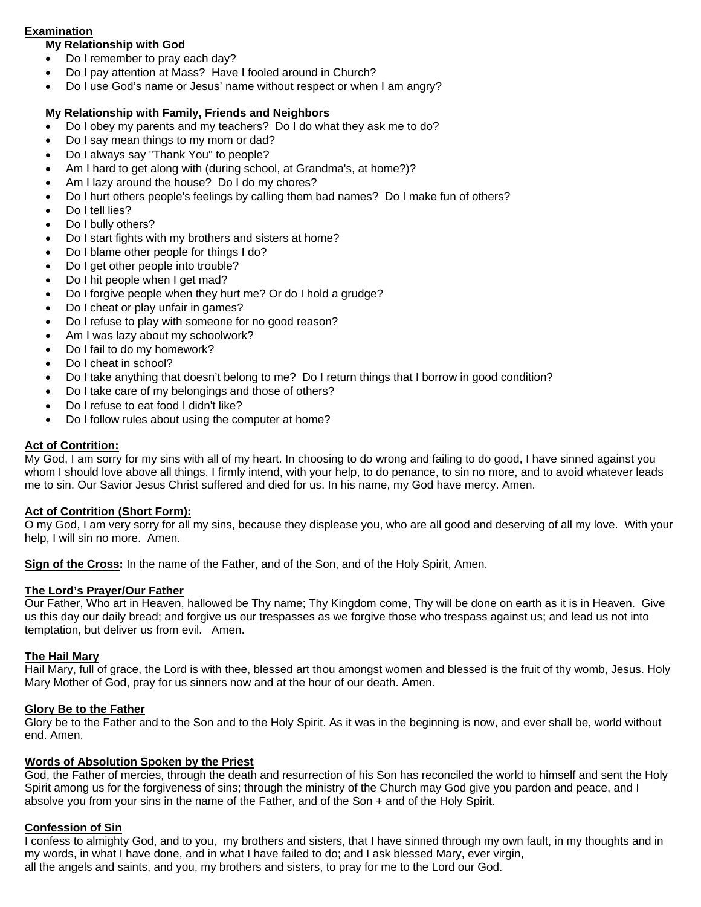**Examination**

**My Relationship with God**

- Do I remember to pray each day?
- Do I pay attention at Mass? Have I fooled around in Church?
- Do I use God's name or Jesus' name without respect or when I am angry?

**My Relationship with Family, Friends and Neighbors**

- Do I obey my parents and my teachers? Do I do what they ask me to do?
- Do I say mean things to my mom or dad?
- Do I always say "Thank You" to people?
- Am I hard to get along with (during school, at Grandma's, at home?)?
- Am I lazy around the house? Do I do my chores?
- Do I hurt others people's feelings by calling them bad names? Do I make fun of others?
- Do I tell lies?
- Do I bully others?
- Do I start fights with my brothers and sisters at home?
- Do I blame other people for things I do?
- Do I get other people into trouble?
- Do I hit people when I get mad?
- Do I forgive people when they hurt me? Or do I hold a grudge?
- Do I cheat or play unfair in games?
- Do I refuse to play with someone for no good reason?
- Am I was lazy about my schoolwork?
- Do I fail to do my homework?
- Do I cheat in school?
- Do I take anything that doesn't belong to me? Do I return things that I borrow in good condition?
- Do I take care of my belongings and those of others?
- Do I refuse to eat food I didn't like?
- Do I follow rules about using the computer at home?

**Act of Contrition:**
My God, I am sorry for my sins with all of my heart. In choosing to do wrong and failing to do good, I have sinned against you whom I should love above all things. I firmly intend, with your help, to do penance, to sin no more, and to avoid whatever leads me to sin. Our Savior Jesus Christ suffered and died for us. In his name, my God have mercy. Amen.

**Act of Contrition (Short Form):**
O my God, I am very sorry for all my sins, because they displease you, who are all good and deserving of all my love. With your help, I will sin no more. Amen.

**Sign of the Cross:** In the name of the Father, and of the Son, and of the Holy Spirit, Amen.

**The Lord's Prayer/Our Father**
Our Father, Who art in Heaven, hallowed be Thy name; Thy Kingdom come, Thy will be done on earth as it is in Heaven. Give us this day our daily bread; and forgive us our trespasses as we forgive those who trespass against us; and lead us not into temptation, but deliver us from evil. Amen.

**The Hail Mary**
Hail Mary, full of grace, the Lord is with thee, blessed art thou amongst women and blessed is the fruit of thy womb, Jesus. Holy Mary Mother of God, pray for us sinners now and at the hour of our death. Amen.

**Glory Be to the Father**
Glory be to the Father and to the Son and to the Holy Spirit. As it was in the beginning is now, and ever shall be, world without end. Amen.

**Words of Absolution Spoken by the Priest**
God, the Father of mercies, through the death and resurrection of his Son has reconciled the world to himself and sent the Holy Spirit among us for the forgiveness of sins; through the ministry of the Church may God give you pardon and peace, and I absolve you from your sins in the name of the Father, and of the Son + and of the Holy Spirit.

**Confession of Sin**
I confess to almighty God, and to you, my brothers and sisters, that I have sinned through my own fault, in my thoughts and in my words, in what I have done, and in what I have failed to do; and I ask blessed Mary, ever virgin,
all the angels and saints, and you, my brothers and sisters, to pray for me to the Lord our God.